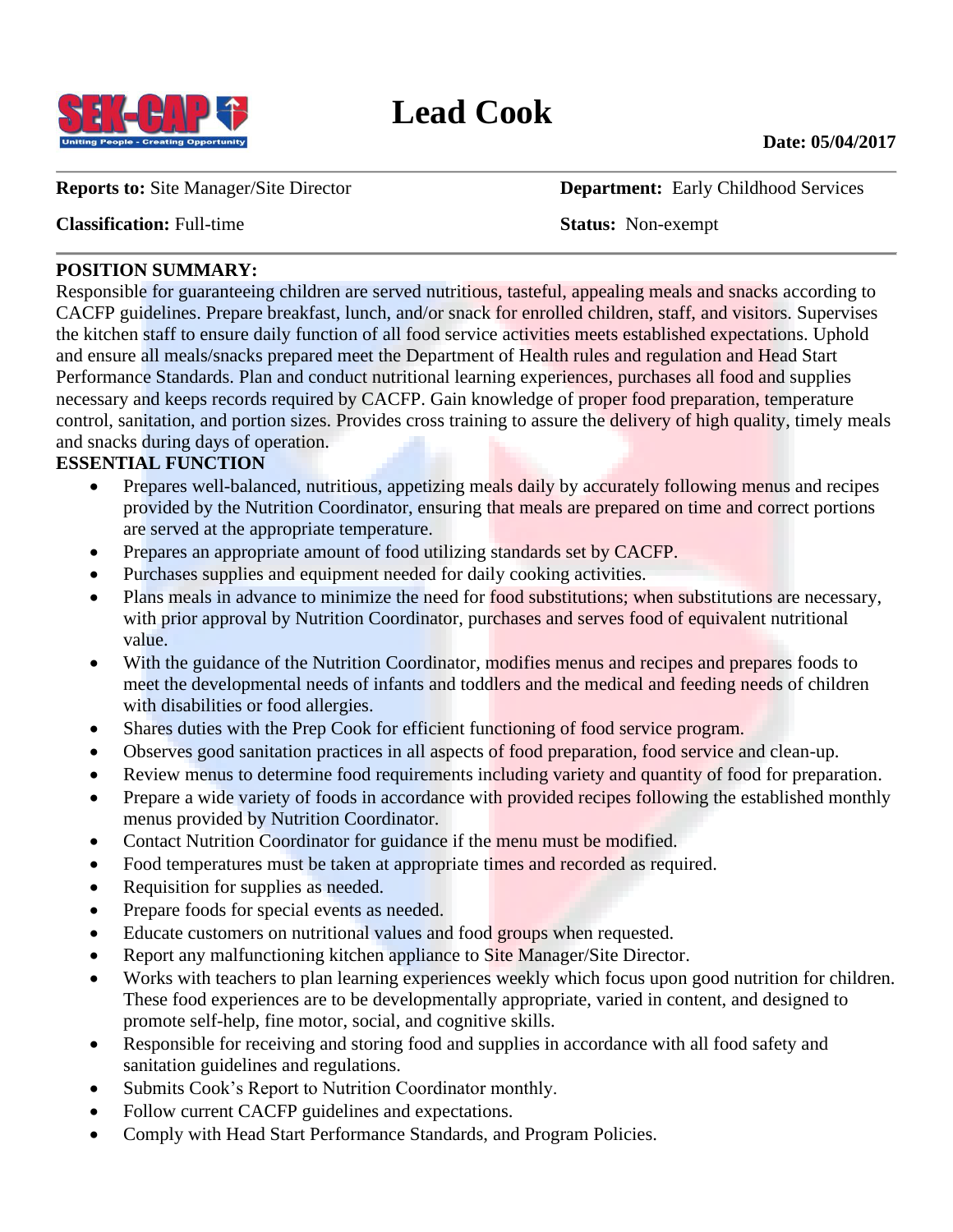# Lead Cook

**Date: 05/04/2017**

**Reports to:** Site Manager/Site Director

**Department:** Early Childhood Services

**Classification:** Full-time

**Status:** Non-exempt

**POSITION SUMMARY:**

Responsible for guaranteeing children are served nutritious, tasteful, appealing meals and snacks according to CACFP guidelines. Prepare breakfast, lunch, and/or snack for enrolled children, staff, and visitors. Supervises the kitchen staff to ensure daily function of all food service activities meets established expectations. Uphold and ensure all meals/snacks prepared meet the Department of Health rules and regulation and Head Start Performance Standards. Plan and conduct nutritional learning experiences, purchases all food and supplies necessary and keeps records required by CACFP. Gain knowledge of proper food preparation, temperature control, sanitation, and portion sizes. Provides cross training to assure the delivery of high quality, timely meals and snacks during days of operation.

**ESSENTIAL FUNCTION**

- Prepares well-balanced, nutritious, appetizing meals daily by accurately following menus and recipes provided by the Nutrition Coordinator, ensuring that meals are prepared on time and correct portions are served at the appropriate temperature.
- Prepares an appropriate amount of food utilizing standards set by CACFP.
- Purchases supplies and equipment needed for daily cooking activities.
- Plans meals in advance to minimize the need for food substitutions; when substitutions are necessary, with prior approval by Nutrition Coordinator, purchases and serves food of equivalent nutritional value.
- With the guidance of the Nutrition Coordinator, modifies menus and recipes and prepares foods to meet the developmental needs of infants and toddlers and the medical and feeding needs of children with disabilities or food allergies.
- Shares duties with the Prep Cook for efficient functioning of food service program.
- Observes good sanitation practices in all aspects of food preparation, food service and clean-up.
- Review menus to determine food requirements including variety and quantity of food for preparation.
- Prepare a wide variety of foods in accordance with provided recipes following the established monthly menus provided by Nutrition Coordinator.
- Contact Nutrition Coordinator for guidance if the menu must be modified.
- Food temperatures must be taken at appropriate times and recorded as required.
- Requisition for supplies as needed.
- Prepare foods for special events as needed.
- Educate customers on nutritional values and food groups when requested.
- Report any malfunctioning kitchen appliance to Site Manager/Site Director.
- Works with teachers to plan learning experiences weekly which focus upon good nutrition for children. These food experiences are to be developmentally appropriate, varied in content, and designed to promote self-help, fine motor, social, and cognitive skills.
- Responsible for receiving and storing food and supplies in accordance with all food safety and sanitation guidelines and regulations.
- Submits Cook's Report to Nutrition Coordinator monthly.
- Follow current CACFP guidelines and expectations.
- Comply with Head Start Performance Standards, and Program Policies.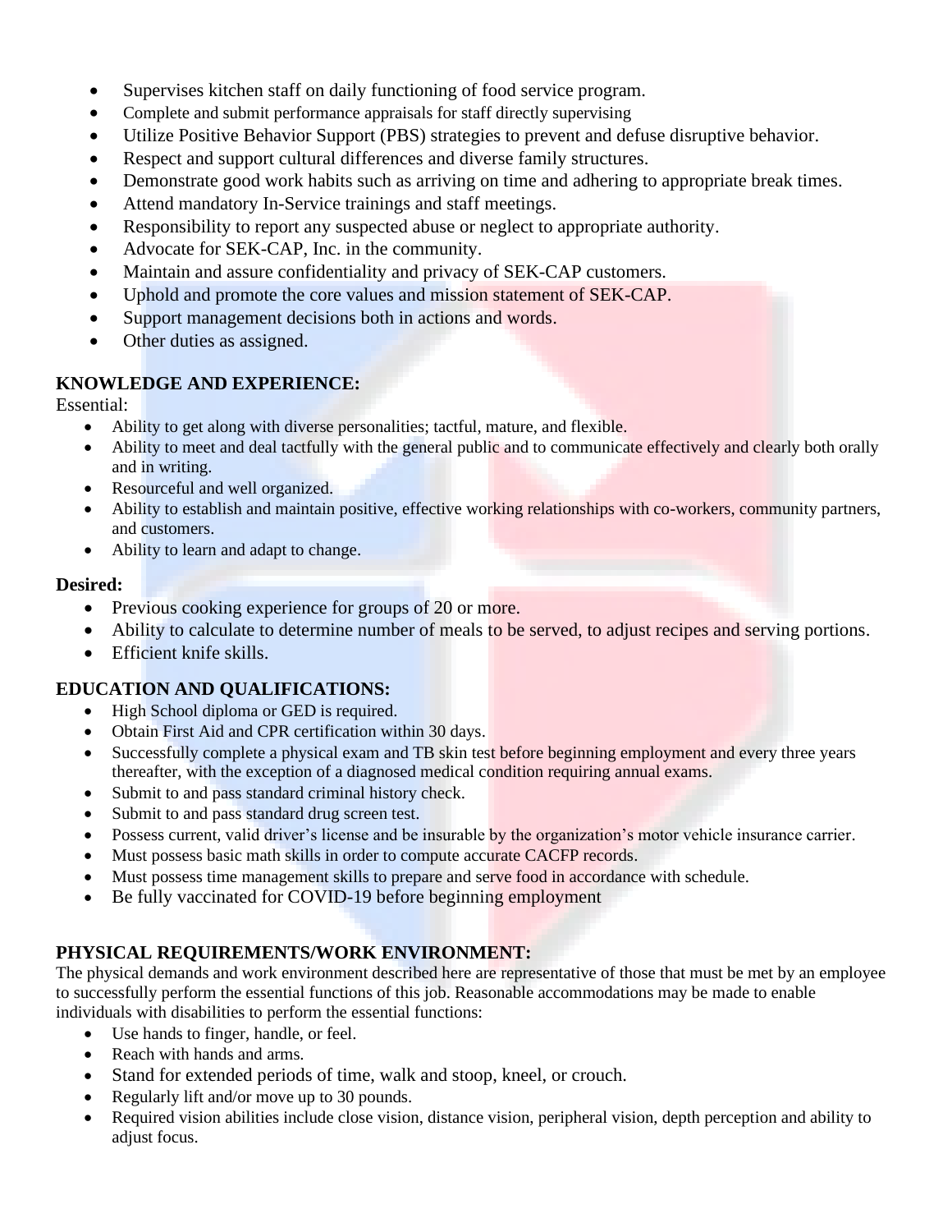- Supervises kitchen staff on daily functioning of food service program.
- Complete and submit performance appraisals for staff directly supervising
- Utilize Positive Behavior Support (PBS) strategies to prevent and defuse disruptive behavior.
- Respect and support cultural differences and diverse family structures.
- Demonstrate good work habits such as arriving on time and adhering to appropriate break times.
- Attend mandatory In-Service trainings and staff meetings.
- Responsibility to report any suspected abuse or neglect to appropriate authority.
- Advocate for SEK-CAP, Inc. in the community.
- Maintain and assure confidentiality and privacy of SEK-CAP customers.
- Uphold and promote the core values and mission statement of SEK-CAP.
- Support management decisions both in actions and words.
- Other duties as assigned.

## KNOWLEDGE AND EXPERIENCE:

Essential:

- Ability to get along with diverse personalities; tactful, mature, and flexible.
- Ability to meet and deal tactfully with the general public and to communicate effectively and clearly both orally and in writing.
- Resourceful and well organized.
- Ability to establish and maintain positive, effective working relationships with co-workers, community partners, and customers.
- Ability to learn and adapt to change.

**Desired:**

- Previous cooking experience for groups of 20 or more.
- Ability to calculate to determine number of meals to be served, to adjust recipes and serving portions.
- Efficient knife skills.

## EDUCATION AND QUALIFICATIONS:

- High School diploma or GED is required.
- Obtain First Aid and CPR certification within 30 days.
- Successfully complete a physical exam and TB skin test before beginning employment and every three years thereafter, with the exception of a diagnosed medical condition requiring annual exams.
- Submit to and pass standard criminal history check.
- Submit to and pass standard drug screen test.
- Possess current, valid driver's license and be insurable by the organization's motor vehicle insurance carrier.
- Must possess basic math skills in order to compute accurate CACFP records.
- Must possess time management skills to prepare and serve food in accordance with schedule.
- Be fully vaccinated for COVID-19 before beginning employment

## PHYSICAL REQUIREMENTS/WORK ENVIRONMENT:

The physical demands and work environment described here are representative of those that must be met by an employee to successfully perform the essential functions of this job. Reasonable accommodations may be made to enable individuals with disabilities to perform the essential functions:

- Use hands to finger, handle, or feel.
- Reach with hands and arms.
- Stand for extended periods of time, walk and stoop, kneel, or crouch.
- Regularly lift and/or move up to 30 pounds.
- Required vision abilities include close vision, distance vision, peripheral vision, depth perception and ability to adjust focus.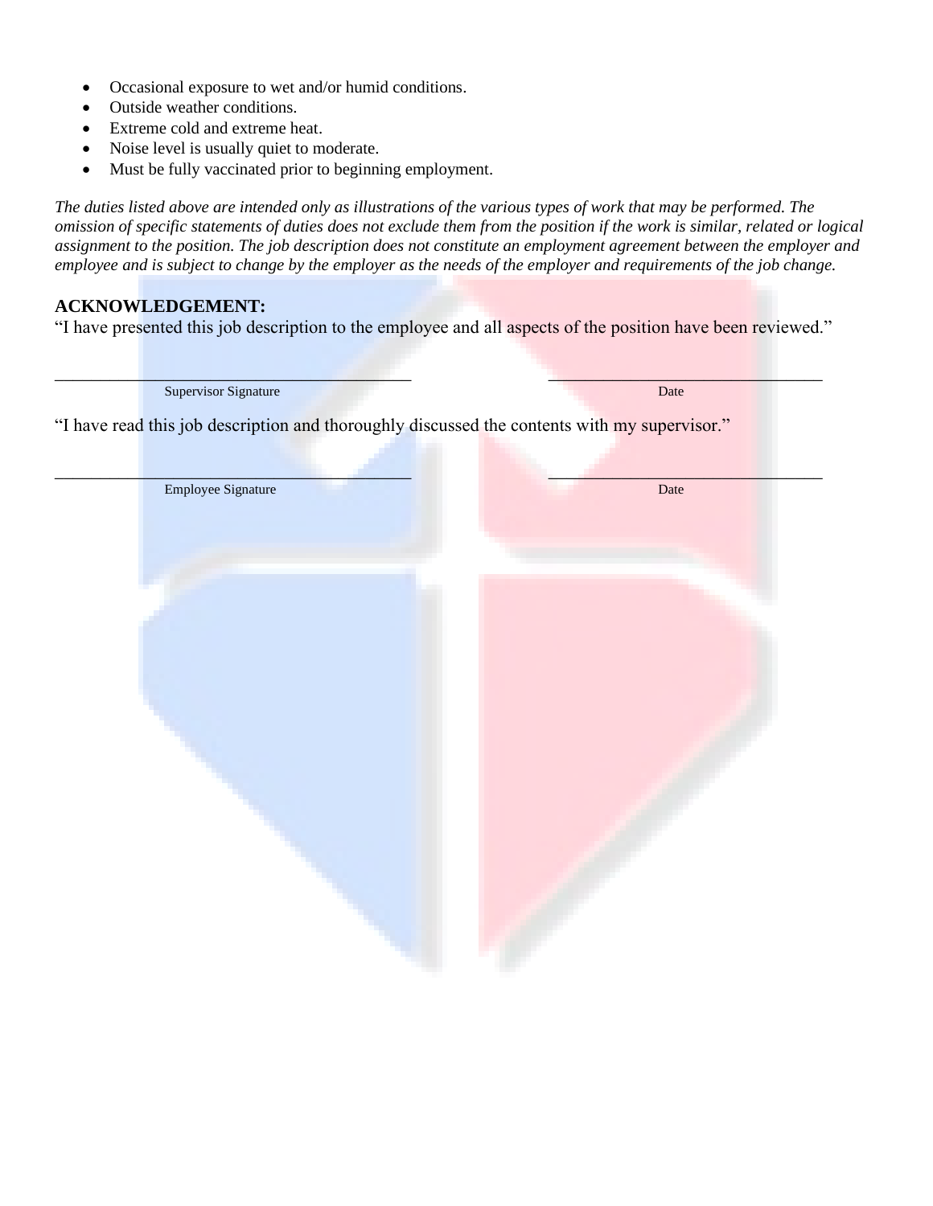- Occasional exposure to wet and/or humid conditions.
- Outside weather conditions.
- Extreme cold and extreme heat.
- Noise level is usually quiet to moderate.
- Must be fully vaccinated prior to beginning employment.

*The duties listed above are intended only as illustrations of the various types of work that may be performed. The omission of specific statements of duties does not exclude them from the position if the work is similar, related or logical assignment to the position. The job description does not constitute an employment agreement between the employer and employee and is subject to change by the employer as the needs of the employer and requirements of the job change.*

**ACKNOWLEDGEMENT:**

"I have presented this job description to the employee and all aspects of the position have been reviewed."

_________________________________________ _______________________________

Supervisor Signature Date

"I have read this job description and thoroughly discussed the contents with my supervisor."

_________________________________________ _______________________________

Employee Signature Date